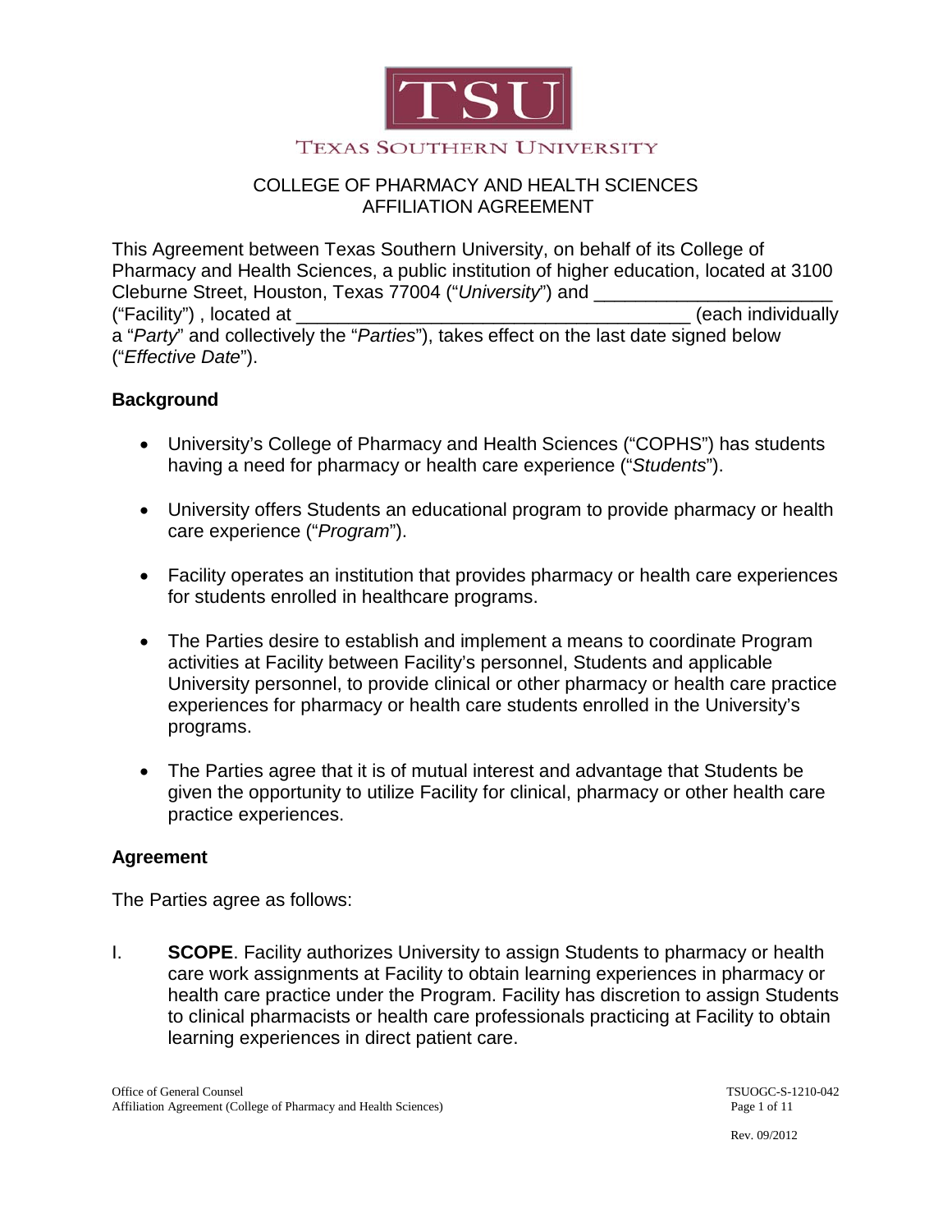TSU

TEXAS SOUTHERN UNIVERSITY

# COLLEGE OF PHARMACY AND HEALTH SCIENCES AFFILIATION AGREEMENT

This Agreement between Texas Southern University, on behalf of its College of Pharmacy and Health Sciences, a public institution of higher education, located at 3100 Cleburne Street, Houston, Texas 77004 ("*University*") and _______________________ ("Facility") , located at ______________________________________ (each individually a "*Party*" and collectively the "*Parties*"), takes effect on the last date signed below ("*Effective Date*").

## Background

- University's College of Pharmacy and Health Sciences ("COPHS") has students having a need for pharmacy or health care experience ("*Students*").
- University offers Students an educational program to provide pharmacy or health care experience ("*Program*").
- Facility operates an institution that provides pharmacy or health care experiences for students enrolled in healthcare programs.
- The Parties desire to establish and implement a means to coordinate Program activities at Facility between Facility's personnel, Students and applicable University personnel, to provide clinical or other pharmacy or health care practice experiences for pharmacy or health care students enrolled in the University's programs.
- The Parties agree that it is of mutual interest and advantage that Students be given the opportunity to utilize Facility for clinical, pharmacy or other health care practice experiences.

## Agreement

The Parties agree as follows:

I. **SCOPE**. Facility authorizes University to assign Students to pharmacy or health care work assignments at Facility to obtain learning experiences in pharmacy or health care practice under the Program. Facility has discretion to assign Students to clinical pharmacists or health care professionals practicing at Facility to obtain learning experiences in direct patient care.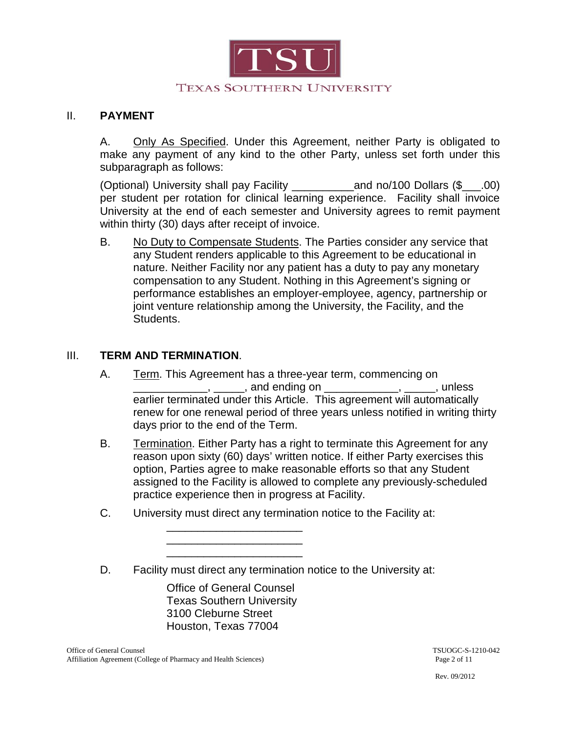## II. PAYMENT

A. Only As Specified. Under this Agreement, neither Party is obligated to make any payment of any kind to the other Party, unless set forth under this subparagraph as follows:

(Optional) University shall pay Facility __________and no/100 Dollars ($___.00) per student per rotation for clinical learning experience. Facility shall invoice University at the end of each semester and University agrees to remit payment within thirty (30) days after receipt of invoice.

B. No Duty to Compensate Students. The Parties consider any service that any Student renders applicable to this Agreement to be educational in nature. Neither Facility nor any patient has a duty to pay any monetary compensation to any Student. Nothing in this Agreement's signing or performance establishes an employer-employee, agency, partnership or joint venture relationship among the University, the Facility, and the Students.

## III. TERM AND TERMINATION.

A. Term. This Agreement has a three-year term, commencing on ____________, _____, and ending on ____________, _____, unless earlier terminated under this Article. This agreement will automatically renew for one renewal period of three years unless notified in writing thirty days prior to the end of the Term.

B. Termination. Either Party has a right to terminate this Agreement for any reason upon sixty (60) days' written notice. If either Party exercises this option, Parties agree to make reasonable efforts so that any Student assigned to the Facility is allowed to complete any previously-scheduled practice experience then in progress at Facility.

C. University must direct any termination notice to the Facility at:

______________________
______________________
______________________

D. Facility must direct any termination notice to the University at:

Office of General Counsel
Texas Southern University
3100 Cleburne Street
Houston, Texas 77004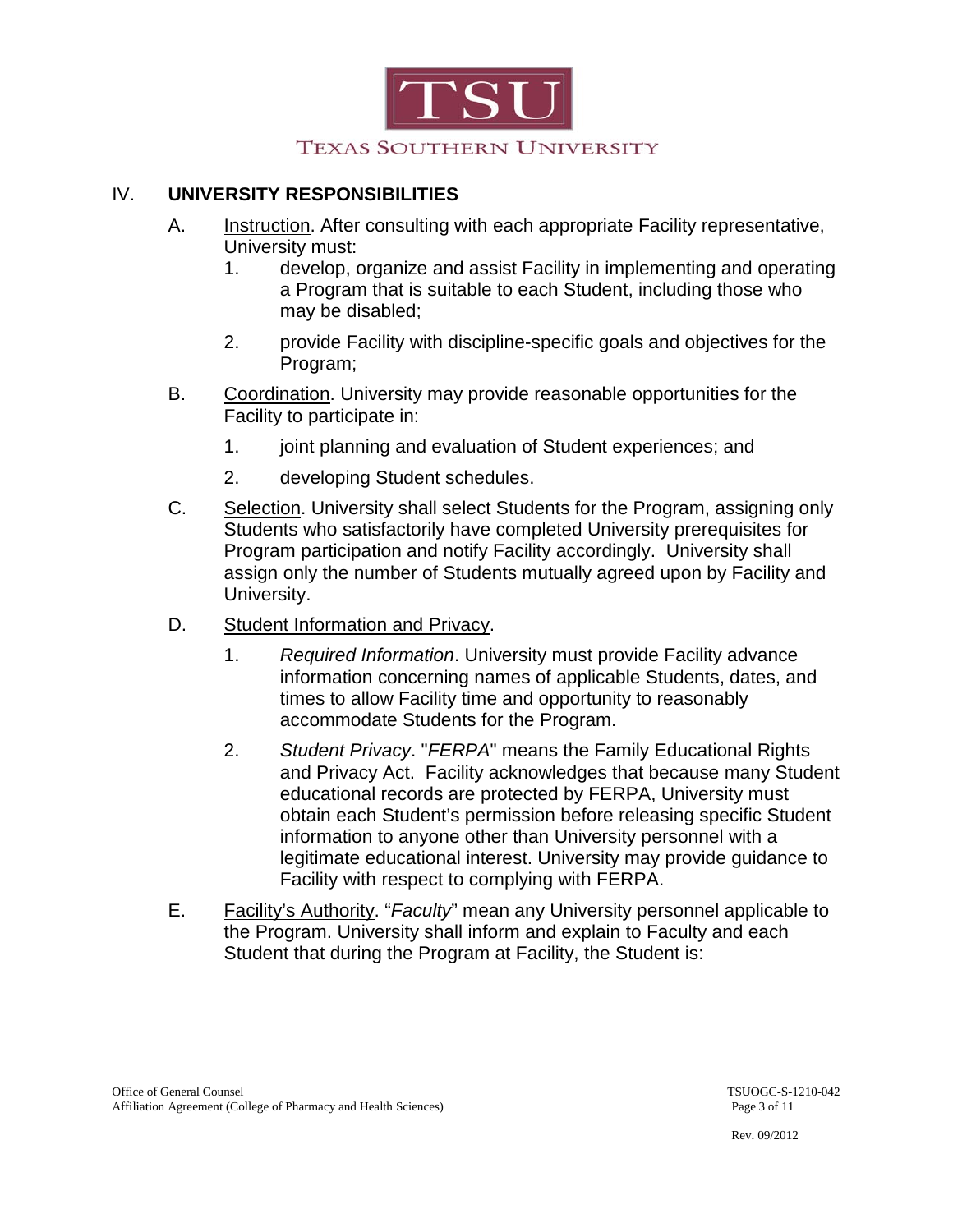## IV. UNIVERSITY RESPONSIBILITIES

A. Instruction. After consulting with each appropriate Facility representative, University must:

1. develop, organize and assist Facility in implementing and operating a Program that is suitable to each Student, including those who may be disabled;

2. provide Facility with discipline-specific goals and objectives for the Program;

B. Coordination. University may provide reasonable opportunities for the Facility to participate in:

1. joint planning and evaluation of Student experiences; and

2. developing Student schedules.

C. Selection. University shall select Students for the Program, assigning only Students who satisfactorily have completed University prerequisites for Program participation and notify Facility accordingly. University shall assign only the number of Students mutually agreed upon by Facility and University.

D. Student Information and Privacy.

1. *Required Information*. University must provide Facility advance information concerning names of applicable Students, dates, and times to allow Facility time and opportunity to reasonably accommodate Students for the Program.

2. *Student Privacy*. "*FERPA*" means the Family Educational Rights and Privacy Act. Facility acknowledges that because many Student educational records are protected by FERPA, University must obtain each Student's permission before releasing specific Student information to anyone other than University personnel with a legitimate educational interest. University may provide guidance to Facility with respect to complying with FERPA.

E. Facility's Authority. "*Faculty*" mean any University personnel applicable to the Program. University shall inform and explain to Faculty and each Student that during the Program at Facility, the Student is: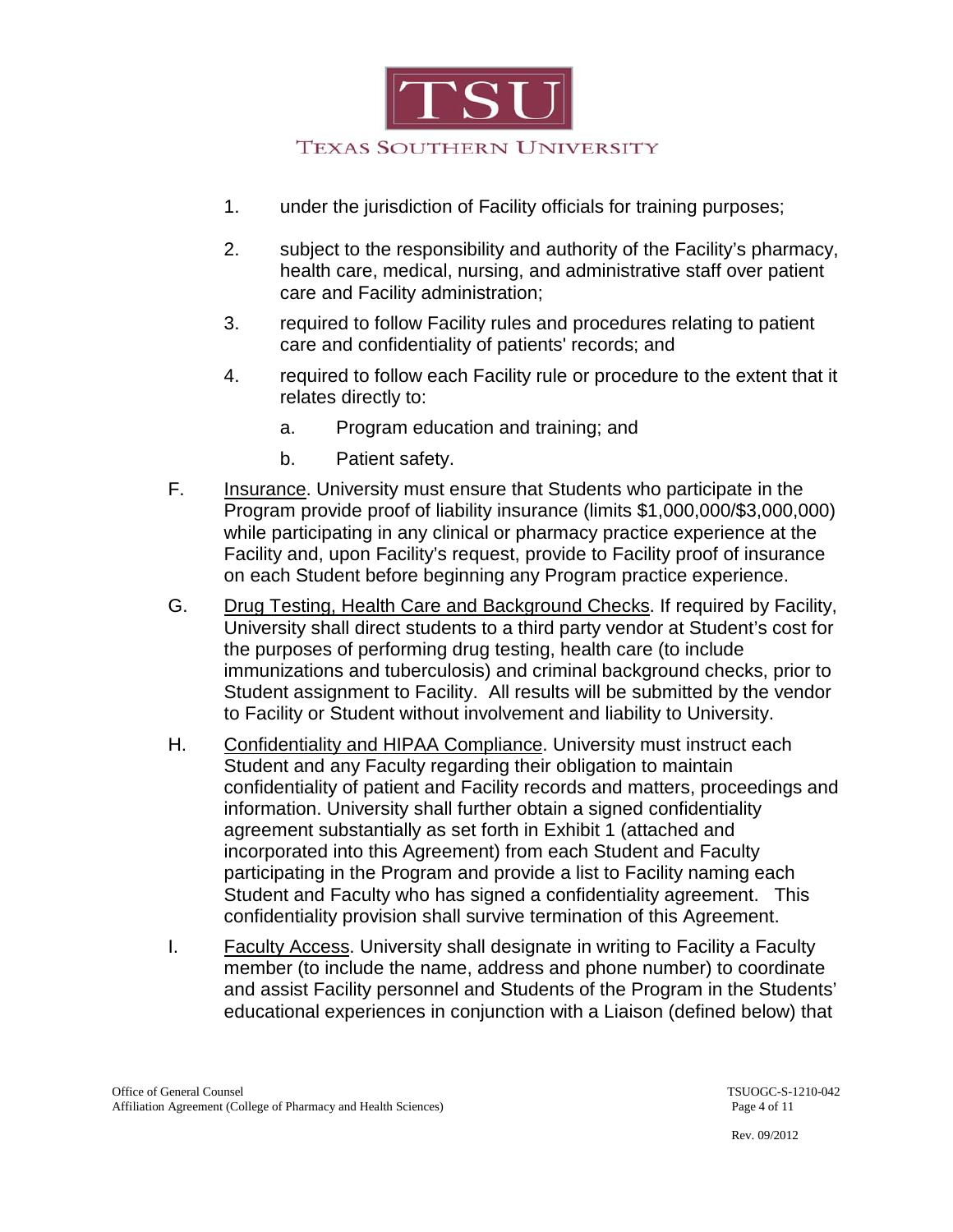1. under the jurisdiction of Facility officials for training purposes;

2. subject to the responsibility and authority of the Facility's pharmacy, health care, medical, nursing, and administrative staff over patient care and Facility administration;

3. required to follow Facility rules and procedures relating to patient care and confidentiality of patients' records; and

4. required to follow each Facility rule or procedure to the extent that it relates directly to:

   a. Program education and training; and

   b. Patient safety.

F. Insurance. University must ensure that Students who participate in the Program provide proof of liability insurance (limits $1,000,000/$3,000,000) while participating in any clinical or pharmacy practice experience at the Facility and, upon Facility's request, provide to Facility proof of insurance on each Student before beginning any Program practice experience.

G. Drug Testing, Health Care and Background Checks. If required by Facility, University shall direct students to a third party vendor at Student's cost for the purposes of performing drug testing, health care (to include immunizations and tuberculosis) and criminal background checks, prior to Student assignment to Facility. All results will be submitted by the vendor to Facility or Student without involvement and liability to University.

H. Confidentiality and HIPAA Compliance. University must instruct each Student and any Faculty regarding their obligation to maintain confidentiality of patient and Facility records and matters, proceedings and information. University shall further obtain a signed confidentiality agreement substantially as set forth in Exhibit 1 (attached and incorporated into this Agreement) from each Student and Faculty participating in the Program and provide a list to Facility naming each Student and Faculty who has signed a confidentiality agreement. This confidentiality provision shall survive termination of this Agreement.

I. Faculty Access. University shall designate in writing to Facility a Faculty member (to include the name, address and phone number) to coordinate and assist Facility personnel and Students of the Program in the Students' educational experiences in conjunction with a Liaison (defined below) that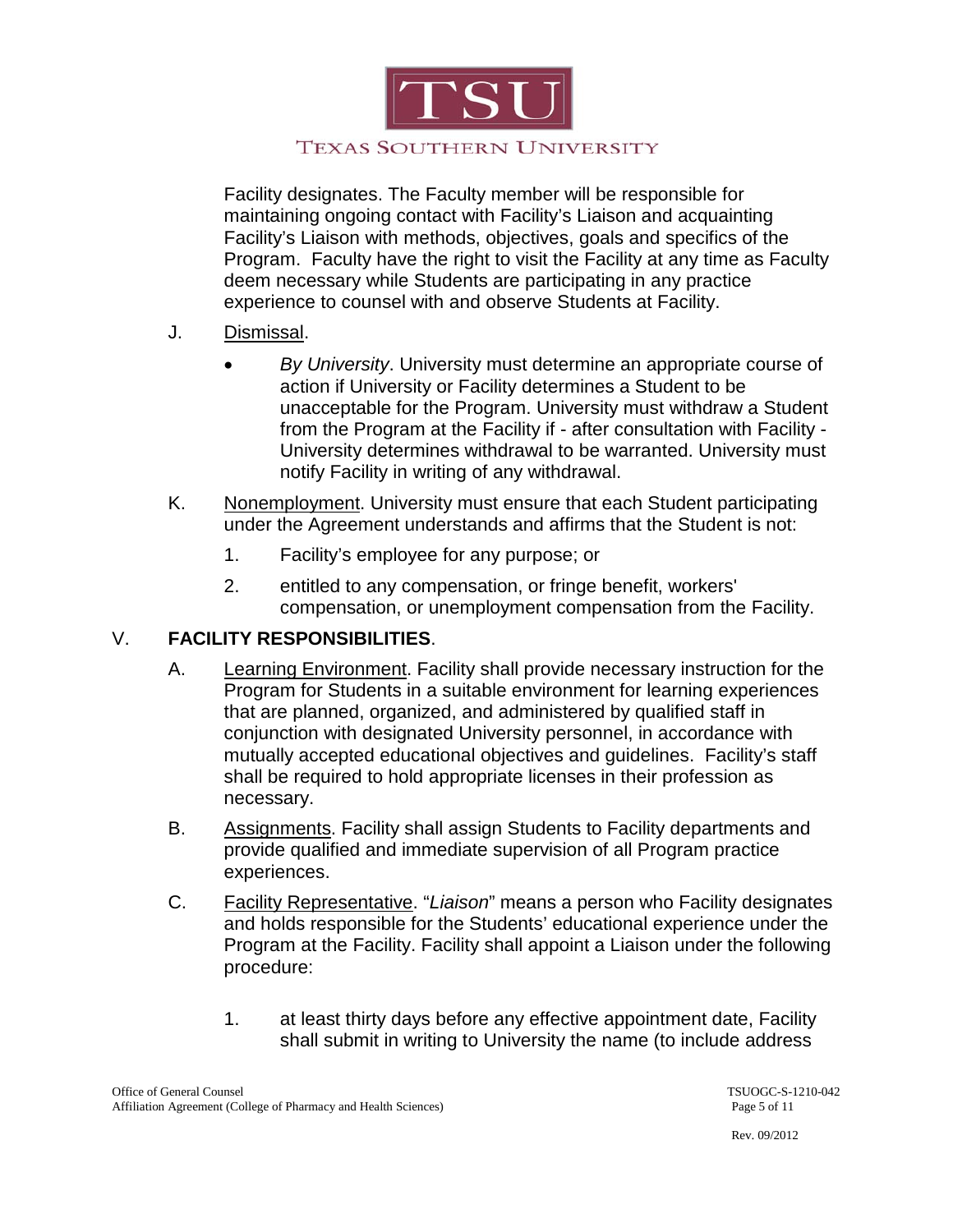Facility designates. The Faculty member will be responsible for maintaining ongoing contact with Facility's Liaison and acquainting Facility's Liaison with methods, objectives, goals and specifics of the Program. Faculty have the right to visit the Facility at any time as Faculty deem necessary while Students are participating in any practice experience to counsel with and observe Students at Facility.

J. Dismissal.

- *By University*. University must determine an appropriate course of action if University or Facility determines a Student to be unacceptable for the Program. University must withdraw a Student from the Program at the Facility if - after consultation with Facility - University determines withdrawal to be warranted. University must notify Facility in writing of any withdrawal.

K. Nonemployment. University must ensure that each Student participating under the Agreement understands and affirms that the Student is not:

1. Facility's employee for any purpose; or
2. entitled to any compensation, or fringe benefit, workers' compensation, or unemployment compensation from the Facility.

## V. **FACILITY RESPONSIBILITIES**.

A. Learning Environment. Facility shall provide necessary instruction for the Program for Students in a suitable environment for learning experiences that are planned, organized, and administered by qualified staff in conjunction with designated University personnel, in accordance with mutually accepted educational objectives and guidelines. Facility's staff shall be required to hold appropriate licenses in their profession as necessary.

B. Assignments. Facility shall assign Students to Facility departments and provide qualified and immediate supervision of all Program practice experiences.

C. Facility Representative. "*Liaison*" means a person who Facility designates and holds responsible for the Students' educational experience under the Program at the Facility. Facility shall appoint a Liaison under the following procedure:

1. at least thirty days before any effective appointment date, Facility shall submit in writing to University the name (to include address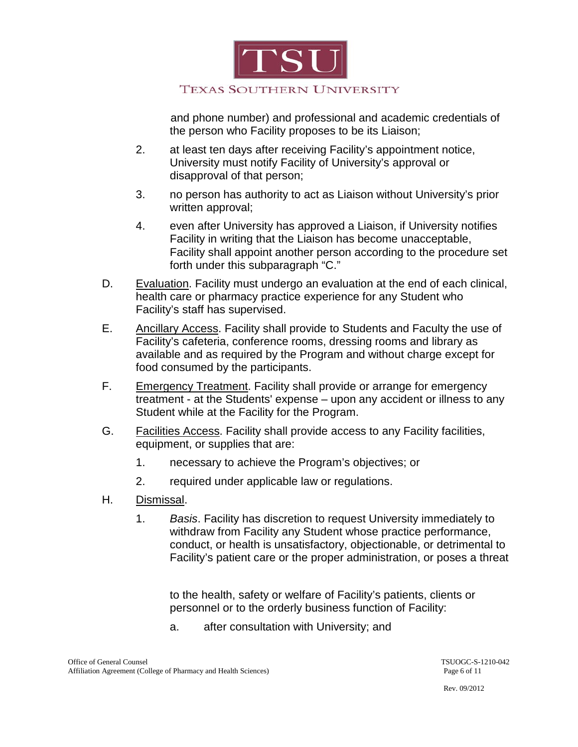and phone number) and professional and academic credentials of the person who Facility proposes to be its Liaison;

2. at least ten days after receiving Facility's appointment notice, University must notify Facility of University's approval or disapproval of that person;

3. no person has authority to act as Liaison without University's prior written approval;

4. even after University has approved a Liaison, if University notifies Facility in writing that the Liaison has become unacceptable, Facility shall appoint another person according to the procedure set forth under this subparagraph "C."

D. Evaluation. Facility must undergo an evaluation at the end of each clinical, health care or pharmacy practice experience for any Student who Facility's staff has supervised.

E. Ancillary Access. Facility shall provide to Students and Faculty the use of Facility's cafeteria, conference rooms, dressing rooms and library as available and as required by the Program and without charge except for food consumed by the participants.

F. Emergency Treatment. Facility shall provide or arrange for emergency treatment - at the Students' expense – upon any accident or illness to any Student while at the Facility for the Program.

G. Facilities Access. Facility shall provide access to any Facility facilities, equipment, or supplies that are:

1. necessary to achieve the Program's objectives; or

2. required under applicable law or regulations.

H. Dismissal.

1. *Basis*. Facility has discretion to request University immediately to withdraw from Facility any Student whose practice performance, conduct, or health is unsatisfactory, objectionable, or detrimental to Facility's patient care or the proper administration, or poses a threat to the health, safety or welfare of Facility's patients, clients or personnel or to the orderly business function of Facility:

   a. after consultation with University; and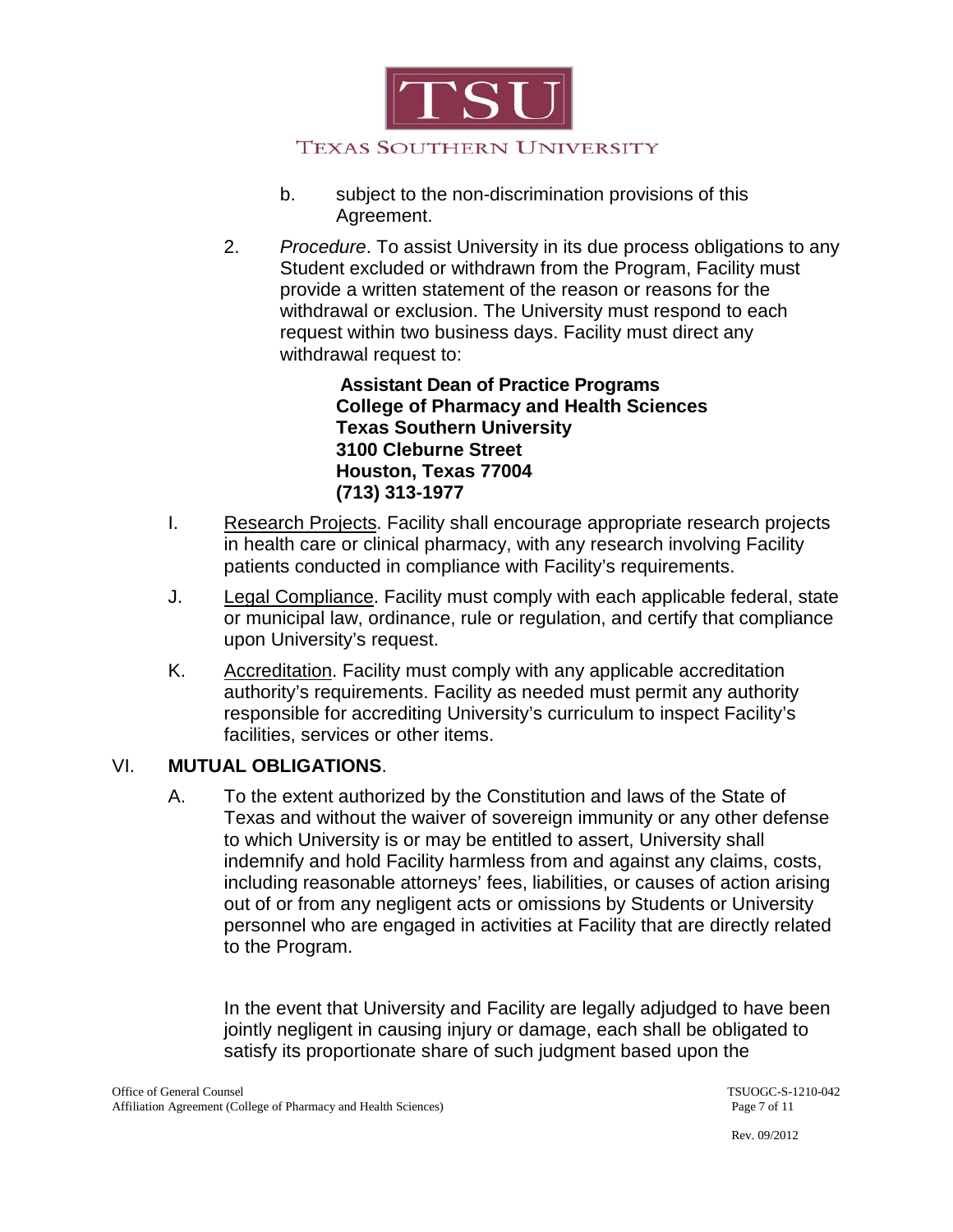b. subject to the non-discrimination provisions of this Agreement.

2. *Procedure*. To assist University in its due process obligations to any Student excluded or withdrawn from the Program, Facility must provide a written statement of the reason or reasons for the withdrawal or exclusion. The University must respond to each request within two business days. Facility must direct any withdrawal request to:

> **Assistant Dean of Practice Programs**
> **College of Pharmacy and Health Sciences**
> **Texas Southern University**
> **3100 Cleburne Street**
> **Houston, Texas 77004**
> **(713) 313-1977**

I. Research Projects. Facility shall encourage appropriate research projects in health care or clinical pharmacy, with any research involving Facility patients conducted in compliance with Facility's requirements.

J. Legal Compliance. Facility must comply with each applicable federal, state or municipal law, ordinance, rule or regulation, and certify that compliance upon University's request.

K. Accreditation. Facility must comply with any applicable accreditation authority's requirements. Facility as needed must permit any authority responsible for accrediting University's curriculum to inspect Facility's facilities, services or other items.

## VI. **MUTUAL OBLIGATIONS**.

A. To the extent authorized by the Constitution and laws of the State of Texas and without the waiver of sovereign immunity or any other defense to which University is or may be entitled to assert, University shall indemnify and hold Facility harmless from and against any claims, costs, including reasonable attorneys' fees, liabilities, or causes of action arising out of or from any negligent acts or omissions by Students or University personnel who are engaged in activities at Facility that are directly related to the Program.

In the event that University and Facility are legally adjudged to have been jointly negligent in causing injury or damage, each shall be obligated to satisfy its proportionate share of such judgment based upon the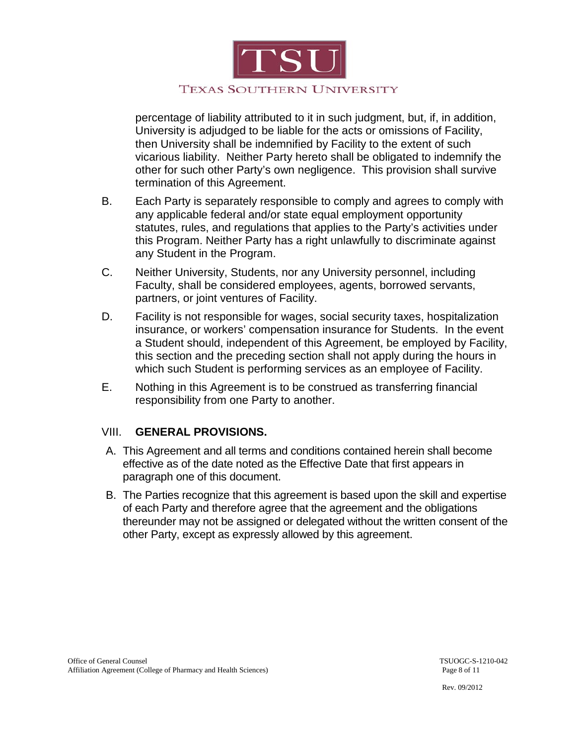percentage of liability attributed to it in such judgment, but, if, in addition, University is adjudged to be liable for the acts or omissions of Facility, then University shall be indemnified by Facility to the extent of such vicarious liability. Neither Party hereto shall be obligated to indemnify the other for such other Party's own negligence. This provision shall survive termination of this Agreement.

B. Each Party is separately responsible to comply and agrees to comply with any applicable federal and/or state equal employment opportunity statutes, rules, and regulations that applies to the Party's activities under this Program. Neither Party has a right unlawfully to discriminate against any Student in the Program.

C. Neither University, Students, nor any University personnel, including Faculty, shall be considered employees, agents, borrowed servants, partners, or joint ventures of Facility.

D. Facility is not responsible for wages, social security taxes, hospitalization insurance, or workers' compensation insurance for Students. In the event a Student should, independent of this Agreement, be employed by Facility, this section and the preceding section shall not apply during the hours in which such Student is performing services as an employee of Facility.

E. Nothing in this Agreement is to be construed as transferring financial responsibility from one Party to another.

## VIII. GENERAL PROVISIONS.

A. This Agreement and all terms and conditions contained herein shall become effective as of the date noted as the Effective Date that first appears in paragraph one of this document.

B. The Parties recognize that this agreement is based upon the skill and expertise of each Party and therefore agree that the agreement and the obligations thereunder may not be assigned or delegated without the written consent of the other Party, except as expressly allowed by this agreement.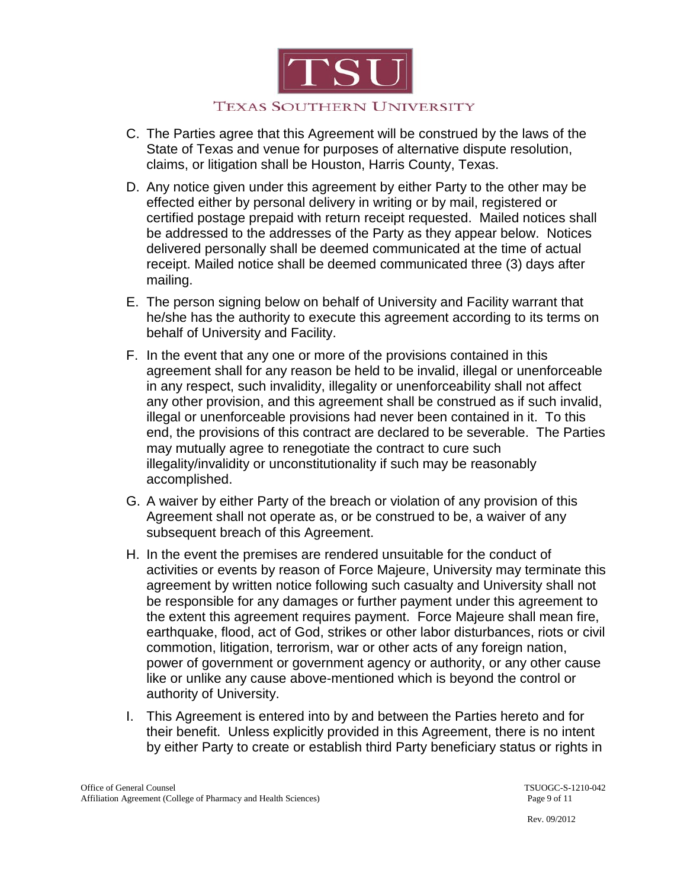C. The Parties agree that this Agreement will be construed by the laws of the State of Texas and venue for purposes of alternative dispute resolution, claims, or litigation shall be Houston, Harris County, Texas.

D. Any notice given under this agreement by either Party to the other may be effected either by personal delivery in writing or by mail, registered or certified postage prepaid with return receipt requested. Mailed notices shall be addressed to the addresses of the Party as they appear below. Notices delivered personally shall be deemed communicated at the time of actual receipt. Mailed notice shall be deemed communicated three (3) days after mailing.

E. The person signing below on behalf of University and Facility warrant that he/she has the authority to execute this agreement according to its terms on behalf of University and Facility.

F. In the event that any one or more of the provisions contained in this agreement shall for any reason be held to be invalid, illegal or unenforceable in any respect, such invalidity, illegality or unenforceability shall not affect any other provision, and this agreement shall be construed as if such invalid, illegal or unenforceable provisions had never been contained in it. To this end, the provisions of this contract are declared to be severable. The Parties may mutually agree to renegotiate the contract to cure such illegality/invalidity or unconstitutionality if such may be reasonably accomplished.

G. A waiver by either Party of the breach or violation of any provision of this Agreement shall not operate as, or be construed to be, a waiver of any subsequent breach of this Agreement.

H. In the event the premises are rendered unsuitable for the conduct of activities or events by reason of Force Majeure, University may terminate this agreement by written notice following such casualty and University shall not be responsible for any damages or further payment under this agreement to the extent this agreement requires payment. Force Majeure shall mean fire, earthquake, flood, act of God, strikes or other labor disturbances, riots or civil commotion, litigation, terrorism, war or other acts of any foreign nation, power of government or government agency or authority, or any other cause like or unlike any cause above-mentioned which is beyond the control or authority of University.

I. This Agreement is entered into by and between the Parties hereto and for their benefit. Unless explicitly provided in this Agreement, there is no intent by either Party to create or establish third Party beneficiary status or rights in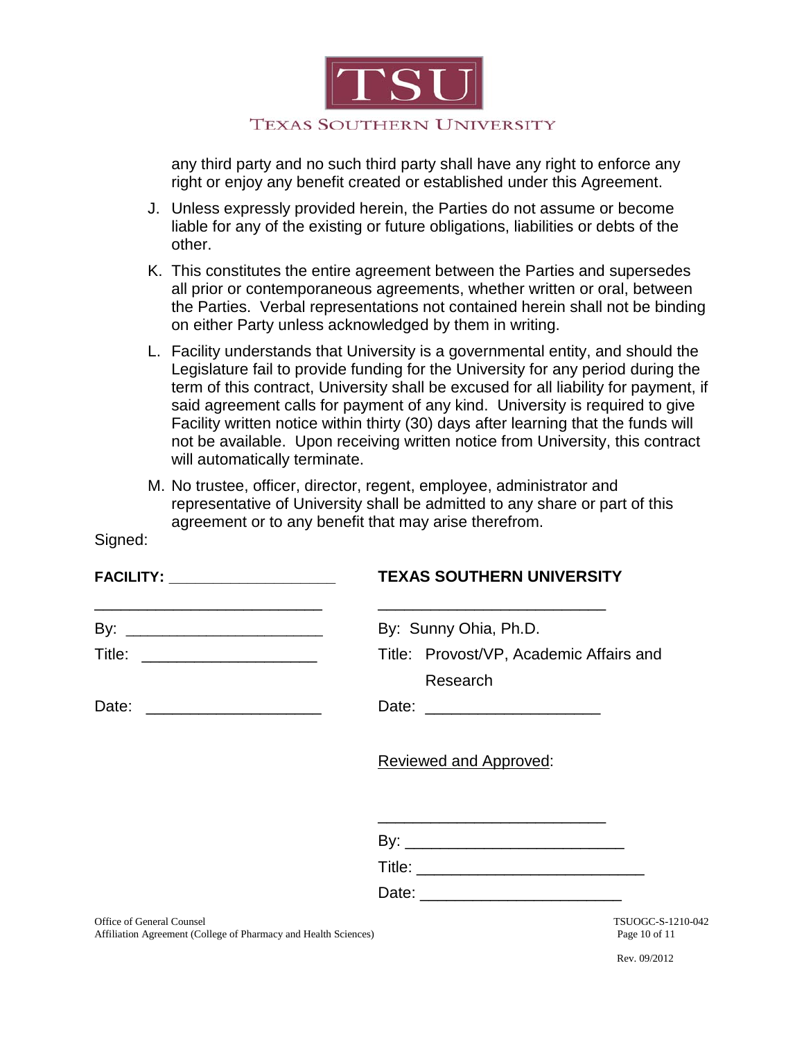any third party and no such third party shall have any right to enforce any right or enjoy any benefit created or established under this Agreement.

J. Unless expressly provided herein, the Parties do not assume or become liable for any of the existing or future obligations, liabilities or debts of the other.

K. This constitutes the entire agreement between the Parties and supersedes all prior or contemporaneous agreements, whether written or oral, between the Parties. Verbal representations not contained herein shall not be binding on either Party unless acknowledged by them in writing.

L. Facility understands that University is a governmental entity, and should the Legislature fail to provide funding for the University for any period during the term of this contract, University shall be excused for all liability for payment, if said agreement calls for payment of any kind. University is required to give Facility written notice within thirty (30) days after learning that the funds will not be available. Upon receiving written notice from University, this contract will automatically terminate.

M. No trustee, officer, director, regent, employee, administrator and representative of University shall be admitted to any share or part of this agreement or to any benefit that may arise therefrom.

Signed:

**FACILITY:** ____________________

__________________________

By: ______________________

Title: ____________________

Date: ____________________

**TEXAS SOUTHERN UNIVERSITY**

__________________________

By: Sunny Ohia, Ph.D.

Title: Provost/VP, Academic Affairs and Research

Date: ____________________

Reviewed and Approved:

__________________________

By: ________________________

Title: ________________________

Date: ______________________

Office of General Counsel
Affiliation Agreement (College of Pharmacy and Health Sciences)

TSUOGC-S-1210-042

Rev. 09/2012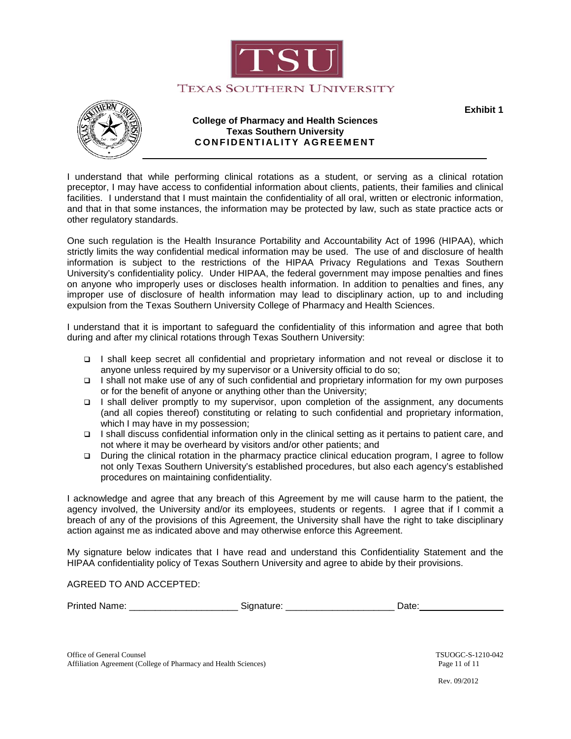TSU

TEXAS SOUTHERN UNIVERSITY

**Exhibit 1**

**College of Pharmacy and Health Sciences**
**Texas Southern University**
**CONFIDENTIALITY AGREEMENT**

I understand that while performing clinical rotations as a student, or serving as a clinical rotation preceptor, I may have access to confidential information about clients, patients, their families and clinical facilities. I understand that I must maintain the confidentiality of all oral, written or electronic information, and that in that some instances, the information may be protected by law, such as state practice acts or other regulatory standards.

One such regulation is the Health Insurance Portability and Accountability Act of 1996 (HIPAA), which strictly limits the way confidential medical information may be used. The use of and disclosure of health information is subject to the restrictions of the HIPAA Privacy Regulations and Texas Southern University's confidentiality policy. Under HIPAA, the federal government may impose penalties and fines on anyone who improperly uses or discloses health information. In addition to penalties and fines, any improper use of disclosure of health information may lead to disciplinary action, up to and including expulsion from the Texas Southern University College of Pharmacy and Health Sciences.

I understand that it is important to safeguard the confidentiality of this information and agree that both during and after my clinical rotations through Texas Southern University:

- I shall keep secret all confidential and proprietary information and not reveal or disclose it to anyone unless required by my supervisor or a University official to do so;
- I shall not make use of any of such confidential and proprietary information for my own purposes or for the benefit of anyone or anything other than the University;
- I shall deliver promptly to my supervisor, upon completion of the assignment, any documents (and all copies thereof) constituting or relating to such confidential and proprietary information, which I may have in my possession;
- I shall discuss confidential information only in the clinical setting as it pertains to patient care, and not where it may be overheard by visitors and/or other patients; and
- During the clinical rotation in the pharmacy practice clinical education program, I agree to follow not only Texas Southern University's established procedures, but also each agency's established procedures on maintaining confidentiality.

I acknowledge and agree that any breach of this Agreement by me will cause harm to the patient, the agency involved, the University and/or its employees, students or regents. I agree that if I commit a breach of any of the provisions of this Agreement, the University shall have the right to take disciplinary action against me as indicated above and may otherwise enforce this Agreement.

My signature below indicates that I have read and understand this Confidentiality Statement and the HIPAA confidentiality policy of Texas Southern University and agree to abide by their provisions.

AGREED TO AND ACCEPTED:

Printed Name: ____________________ Signature: ____________________ Date: ________________

Office of General Counsel
Affiliation Agreement (College of Pharmacy and Health Sciences)

TSUOGC-S-1210-042

Rev. 09/2012